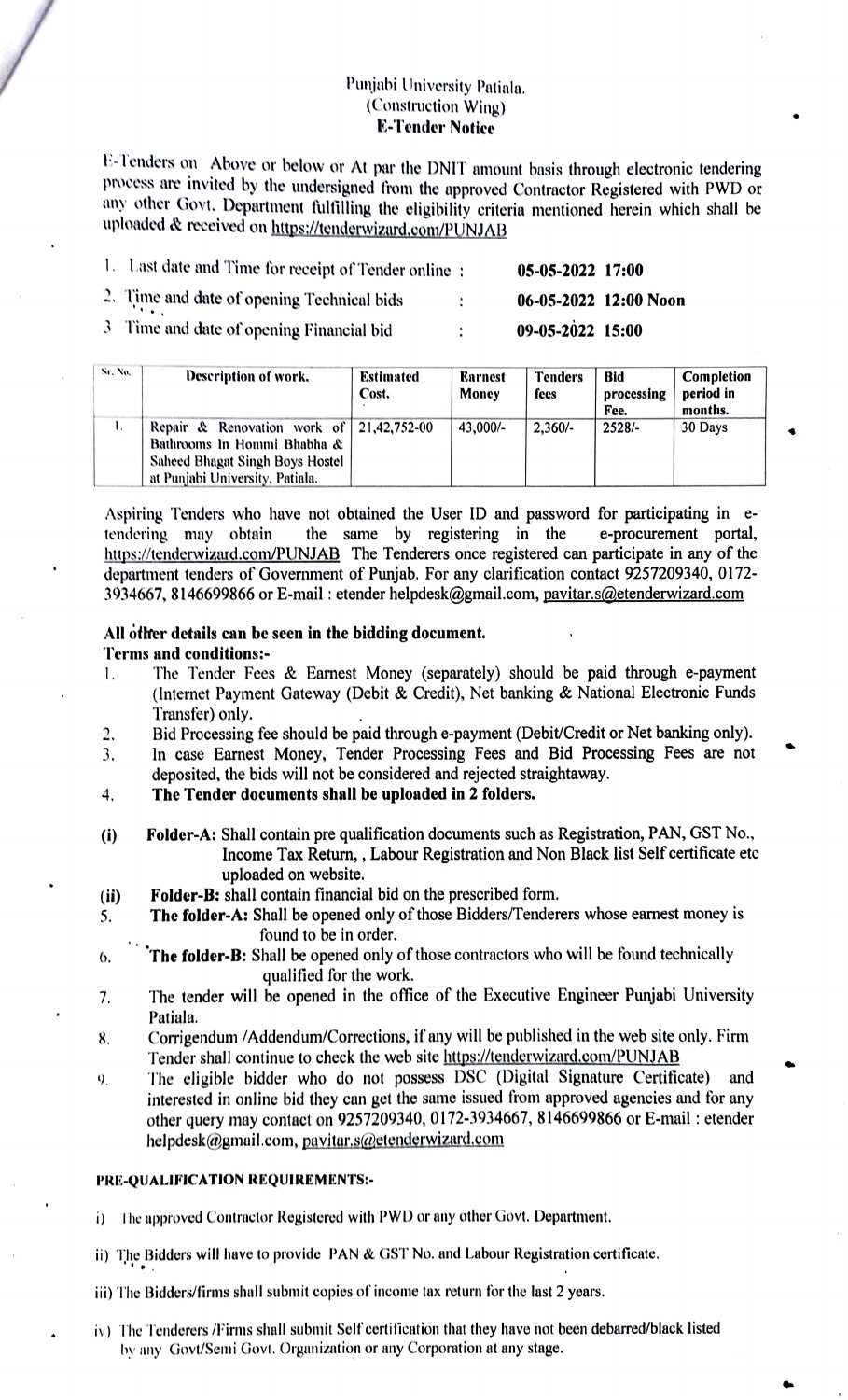# Punjabi University Patiala.
## (Construction Wing)
## E-Tender Notice

E-Tenders on Above or below or At par the DNIT amount basis through electronic tendering process are invited by the undersigned from the approved Contractor Registered with PWD or any other Govt. Department fulfilling the eligibility criteria mentioned herein which shall be uploaded & received on https://tenderwizard.com/PUNJAB

1. Last date and Time for receipt of Tender online : **05-05-2022 17:00**
2. Time and date of opening Technical bids : **06-05-2022 12:00 Noon**
3. Time and date of opening Financial bid : **09-05-2022 15:00**

| Sr. No. | Description of work. | Estimated Cost. | Earnest Money | Tenders fees | Bid processing Fee. | Completion period in months. |
|---|---|---|---|---|---|---|
| 1. | Repair & Renovation work of Bathrooms In Hommi Bhabha & Saheed Bhagat Singh Boys Hostel at Punjabi University, Patiala. | 21,42,752-00 | 43,000/- | 2,360/- | 2528/- | 30 Days |

Aspiring Tenders who have not obtained the User ID and password for participating in e-tendering may obtain the same by registering in the e-procurement portal, https://tenderwizard.com/PUNJAB The Tenderers once registered can participate in any of the department tenders of Government of Punjab. For any clarification contact 9257209340, 0172-3934667, 8146699866 or E-mail : etender helpdesk@gmail.com, pavitar.s@etenderwizard.com

**All other details can be seen in the bidding document.**

**Terms and conditions:-**

1. The Tender Fees & Earnest Money (separately) should be paid through e-payment (Internet Payment Gateway (Debit & Credit), Net banking & National Electronic Funds Transfer) only.
2. Bid Processing fee should be paid through e-payment (Debit/Credit or Net banking only).
3. In case Earnest Money, Tender Processing Fees and Bid Processing Fees are not deposited, the bids will not be considered and rejected straightaway.
4. **The Tender documents shall be uploaded in 2 folders.**

   (i) **Folder-A:** Shall contain pre qualification documents such as Registration, PAN, GST No., Income Tax Return, , Labour Registration and Non Black list Self certificate etc uploaded on website.

   (ii) **Folder-B:** shall contain financial bid on the prescribed form.
5. **The folder-A:** Shall be opened only of those Bidders/Tenderers whose earnest money is found to be in order.
6. **The folder-B:** Shall be opened only of those contractors who will be found technically qualified for the work.
7. The tender will be opened in the office of the Executive Engineer Punjabi University Patiala.
8. Corrigendum /Addendum/Corrections, if any will be published in the web site only. Firm Tender shall continue to check the web site https://tenderwizard.com/PUNJAB
9. The eligible bidder who do not possess DSC (Digital Signature Certificate) and interested in online bid they can get the same issued from approved agencies and for any other query may contact on 9257209340, 0172-3934667, 8146699866 or E-mail : etender helpdesk@gmail.com, pavitar.s@etenderwizard.com

**PRE-QUALIFICATION REQUIREMENTS:-**

i) The approved Contractor Registered with PWD or any other Govt. Department.

ii) The Bidders will have to provide PAN & GST No. and Labour Registration certificate.

iii) The Bidders/firms shall submit copies of income tax return for the last 2 years.

iv) The Tenderers /Firms shall submit Self certification that they have not been debarred/black listed by any Govt/Semi Govt. Organization or any Corporation at any stage.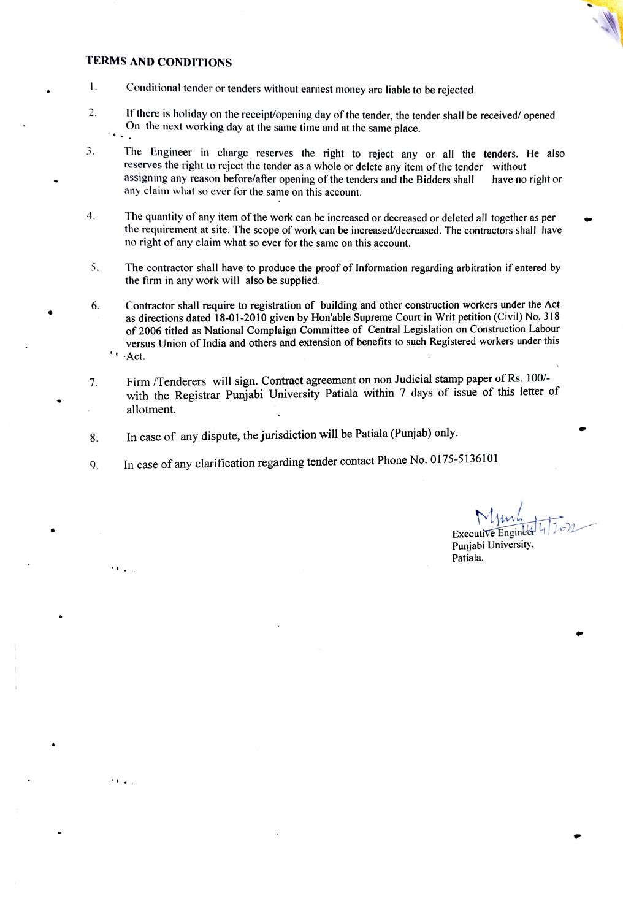## TERMS AND CONDITIONS

1. Conditional tender or tenders without earnest money are liable to be rejected.

2. If there is holiday on the receipt/opening day of the tender, the tender shall be received/ opened On the next working day at the same time and at the same place.

3. The Engineer in charge reserves the right to reject any or all the tenders. He also reserves the right to reject the tender as a whole or delete any item of the tender without assigning any reason before/after opening of the tenders and the Bidders shall have no right or any claim what so ever for the same on this account.

4. The quantity of any item of the work can be increased or decreased or deleted all together as per the requirement at site. The scope of work can be increased/decreased. The contractors shall have no right of any claim what so ever for the same on this account.

5. The contractor shall have to produce the proof of Information regarding arbitration if entered by the firm in any work will also be supplied.

6. Contractor shall require to registration of building and other construction workers under the Act as directions dated 18-01-2010 given by Hon'able Supreme Court in Writ petition (Civil) No. 318 of 2006 titled as National Complaign Committee of Central Legislation on Construction Labour versus Union of India and others and extension of benefits to such Registered workers under this Act.

7. Firm /Tenderers will sign. Contract agreement on non Judicial stamp paper of Rs. 100/- with the Registrar Punjabi University Patiala within 7 days of issue of this letter of allotment.

8. In case of any dispute, the jurisdiction will be Patiala (Punjab) only.

9. In case of any clarification regarding tender contact Phone No. 0175-5136101

Executive Engineer
Punjabi University,
Patiala.